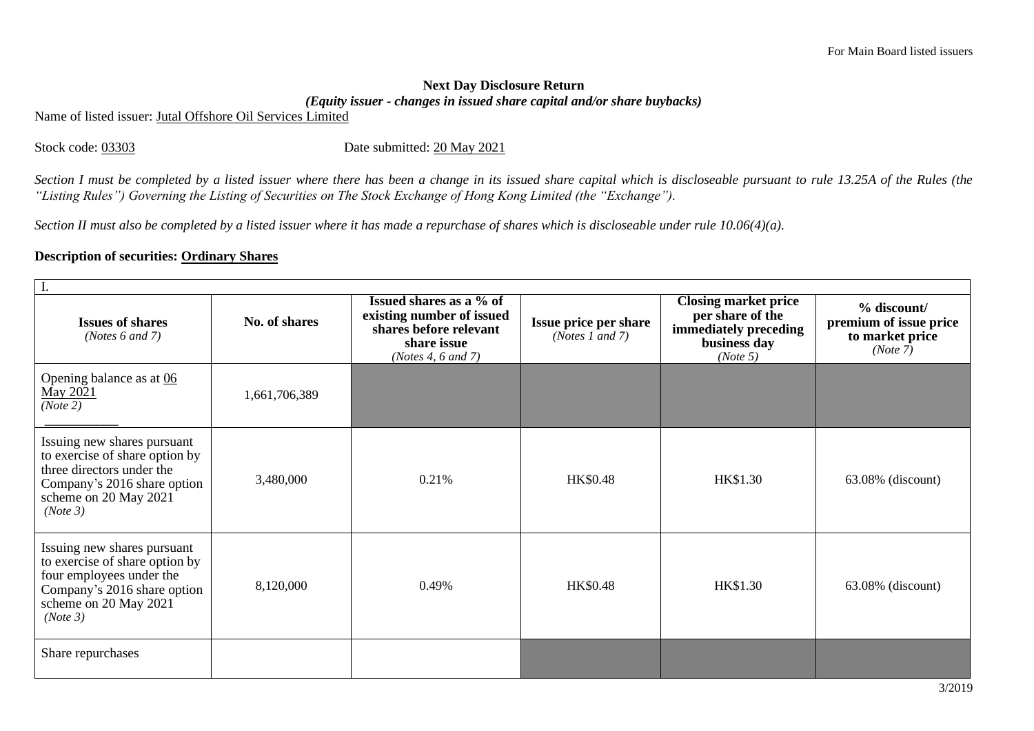For Main Board listed issuers

**Next Day Disclosure Return**

***(Equity issuer - changes in issued share capital and/or share buybacks)***

Name of listed issuer: Jutal Offshore Oil Services Limited

Stock code: 03303 Date submitted: 20 May 2021

*Section I must be completed by a listed issuer where there has been a change in its issued share capital which is discloseable pursuant to rule 13.25A of the Rules (the "Listing Rules") Governing the Listing of Securities on The Stock Exchange of Hong Kong Limited (the "Exchange").*

*Section II must also be completed by a listed issuer where it has made a repurchase of shares which is discloseable under rule 10.06(4)(a).*

**Description of securities: Ordinary Shares**

| I. | | | | | |
|---|---|---|---|---|---|
| **Issues of shares** *(Notes 6 and 7)* | **No. of shares** | **Issued shares as a % of existing number of issued shares before relevant share issue** *(Notes 4, 6 and 7)* | **Issue price per share** *(Notes 1 and 7)* | **Closing market price per share of the immediately preceding business day** *(Note 5)* | **% discount/ premium of issue price to market price** *(Note 7)* |
| Opening balance as at 06 May 2021 *(Note 2)* | 1,661,706,389 | | | | |
| Issuing new shares pursuant to exercise of share option by three directors under the Company's 2016 share option scheme on 20 May 2021 *(Note 3)* | 3,480,000 | 0.21% | HK$0.48 | HK$1.30 | 63.08% (discount) |
| Issuing new shares pursuant to exercise of share option by four employees under the Company's 2016 share option scheme on 20 May 2021 *(Note 3)* | 8,120,000 | 0.49% | HK$0.48 | HK$1.30 | 63.08% (discount) |
| Share repurchases | | | | | |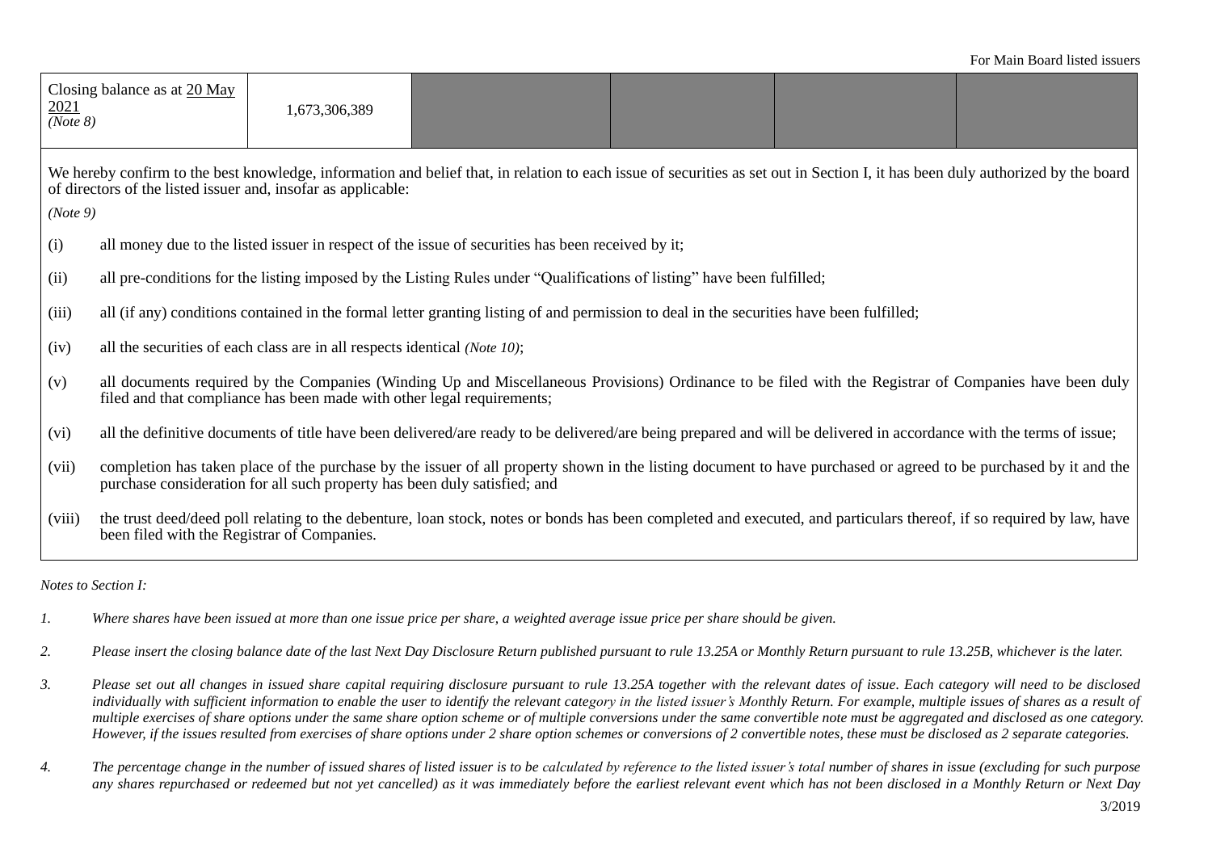For Main Board listed issuers

| Closing balance as at 20 May 2021 *(Note 8)* | 1,673,306,389 | | | | |
|---|---|---|---|---|---|

We hereby confirm to the best knowledge, information and belief that, in relation to each issue of securities as set out in Section I, it has been duly authorized by the board of directors of the listed issuer and, insofar as applicable:

*(Note 9)*

(i) all money due to the listed issuer in respect of the issue of securities has been received by it;

(ii) all pre-conditions for the listing imposed by the Listing Rules under "Qualifications of listing" have been fulfilled;

(iii) all (if any) conditions contained in the formal letter granting listing of and permission to deal in the securities have been fulfilled;

(iv) all the securities of each class are in all respects identical *(Note 10)*;

(v) all documents required by the Companies (Winding Up and Miscellaneous Provisions) Ordinance to be filed with the Registrar of Companies have been duly filed and that compliance has been made with other legal requirements;

(vi) all the definitive documents of title have been delivered/are ready to be delivered/are being prepared and will be delivered in accordance with the terms of issue;

(vii) completion has taken place of the purchase by the issuer of all property shown in the listing document to have purchased or agreed to be purchased by it and the purchase consideration for all such property has been duly satisfied; and

(viii) the trust deed/deed poll relating to the debenture, loan stock, notes or bonds has been completed and executed, and particulars thereof, if so required by law, have been filed with the Registrar of Companies.

*Notes to Section I:*

1. *Where shares have been issued at more than one issue price per share, a weighted average issue price per share should be given.*

2. *Please insert the closing balance date of the last Next Day Disclosure Return published pursuant to rule 13.25A or Monthly Return pursuant to rule 13.25B, whichever is the later.*

3. *Please set out all changes in issued share capital requiring disclosure pursuant to rule 13.25A together with the relevant dates of issue. Each category will need to be disclosed individually with sufficient information to enable the user to identify the relevant category in the listed issuer's Monthly Return. For example, multiple issues of shares as a result of multiple exercises of share options under the same share option scheme or of multiple conversions under the same convertible note must be aggregated and disclosed as one category. However, if the issues resulted from exercises of share options under 2 share option schemes or conversions of 2 convertible notes, these must be disclosed as 2 separate categories.*

4. *The percentage change in the number of issued shares of listed issuer is to be calculated by reference to the listed issuer's total number of shares in issue (excluding for such purpose any shares repurchased or redeemed but not yet cancelled) as it was immediately before the earliest relevant event which has not been disclosed in a Monthly Return or Next Day*

3/2019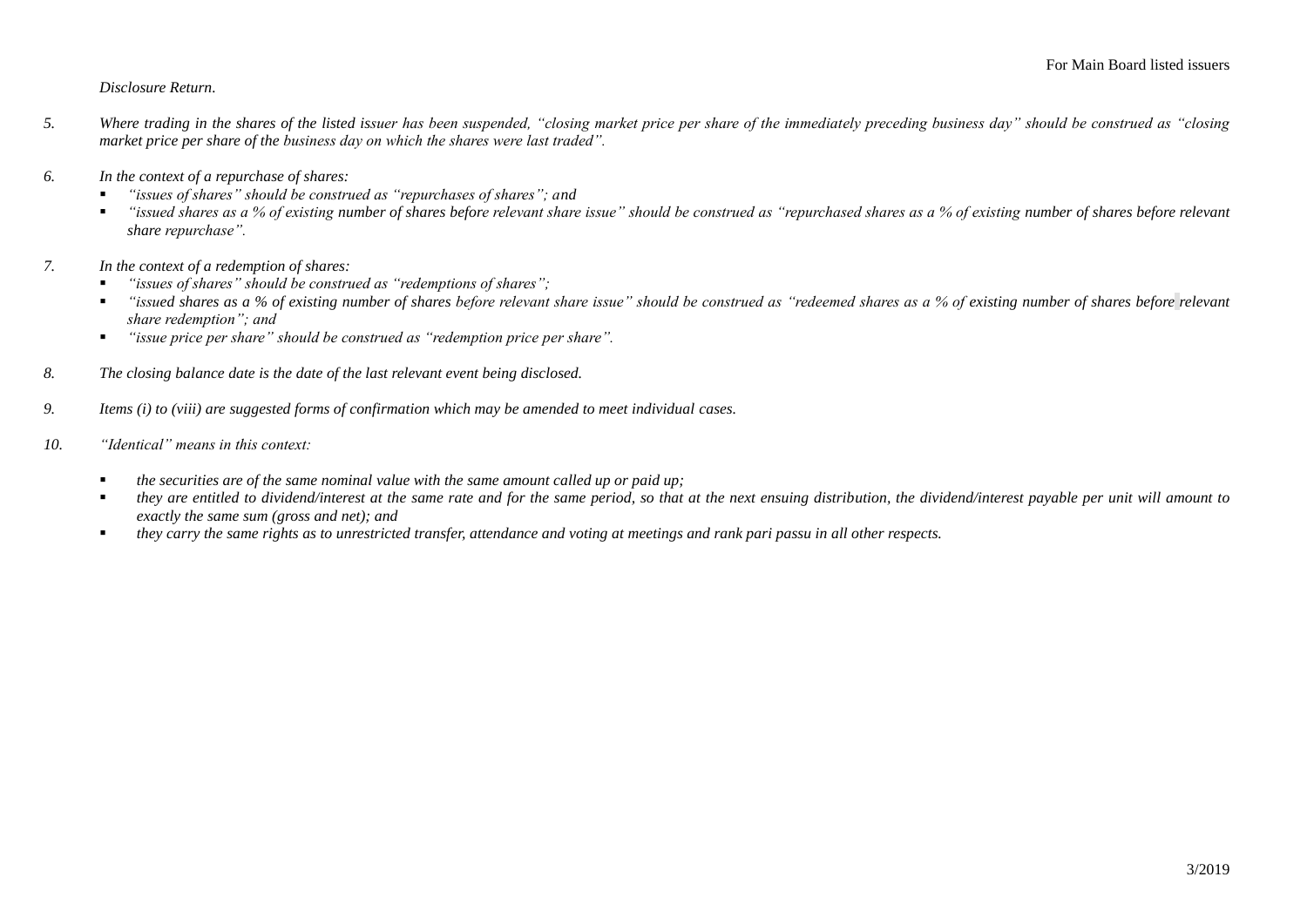*Disclosure Return*.

5. *Where trading in the shares of the listed issuer has been suspended, "closing market price per share of the immediately preceding business day" should be construed as "closing market price per share of the business day on which the shares were last traded".*

6. *In the context of a repurchase of shares:*
   - *"issues of shares" should be construed as "repurchases of shares"; and*
   - *"issued shares as a % of existing number of shares before relevant share issue" should be construed as "repurchased shares as a % of existing number of shares before relevant share repurchase".*

7. *In the context of a redemption of shares:*
   - *"issues of shares" should be construed as "redemptions of shares";*
   - *"issued shares as a % of existing number of shares before relevant share issue" should be construed as "redeemed shares as a % of existing number of shares before relevant share redemption"; and*
   - *"issue price per share" should be construed as "redemption price per share".*

8. *The closing balance date is the date of the last relevant event being disclosed.*

9. *Items (i) to (viii) are suggested forms of confirmation which may be amended to meet individual cases.*

10. *"Identical" means in this context:*
    - *the securities are of the same nominal value with the same amount called up or paid up;*
    - *they are entitled to dividend/interest at the same rate and for the same period, so that at the next ensuing distribution, the dividend/interest payable per unit will amount to exactly the same sum (gross and net); and*
    - *they carry the same rights as to unrestricted transfer, attendance and voting at meetings and rank pari passu in all other respects.*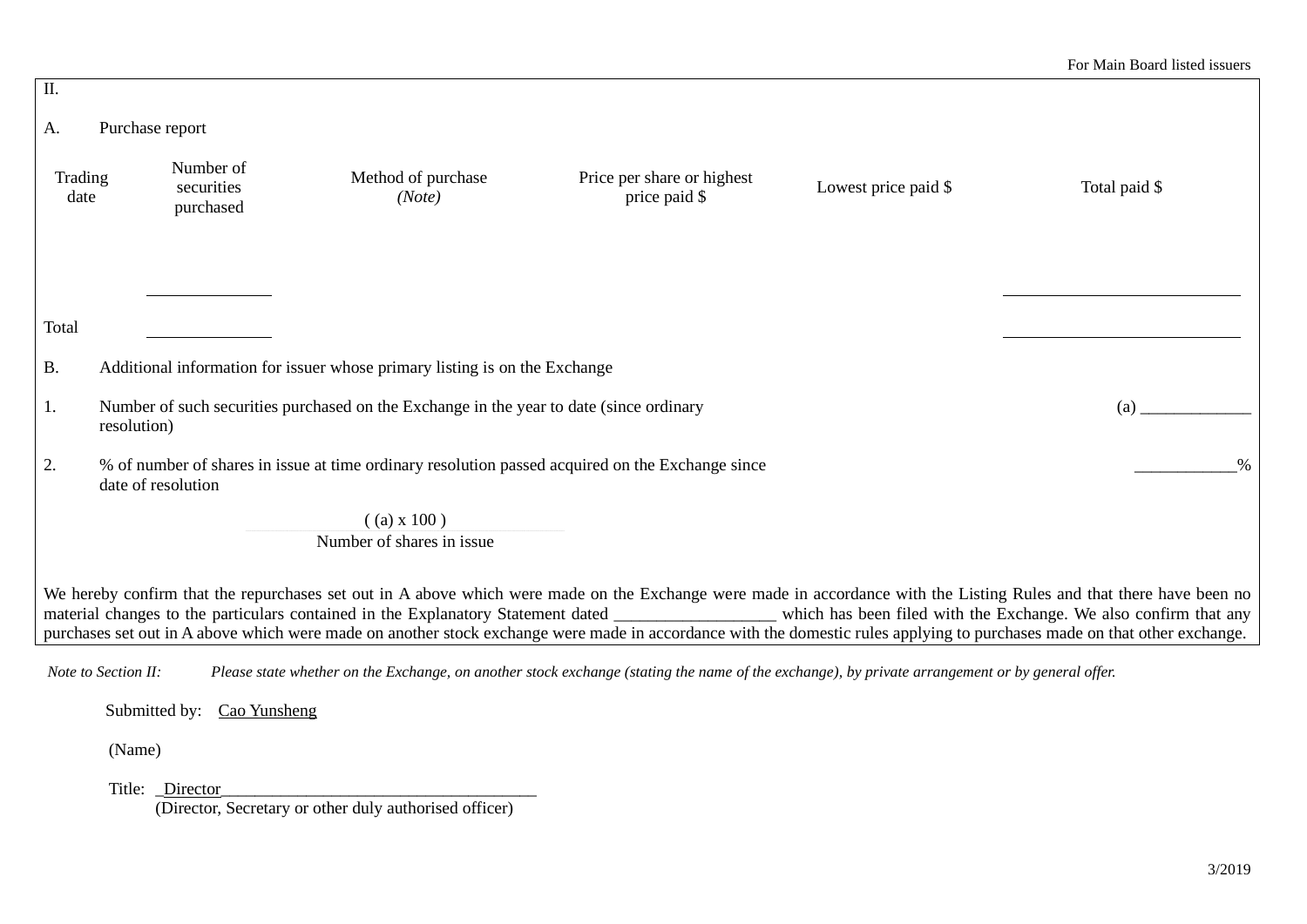For Main Board listed issuers

II.

A. Purchase report

| Trading date | Number of securities purchased | Method of purchase *(Note)* | Price per share or highest price paid $ | Lowest price paid $ | Total paid $ |
|---|---|---|---|---|---|
| | | | | | |
| Total | | | | | |

B. Additional information for issuer whose primary listing is on the Exchange

1. Number of such securities purchased on the Exchange in the year to date (since ordinary resolution) (a) _____________

2. % of number of shares in issue at time ordinary resolution passed acquired on the Exchange since date of resolution ____________%

$$\frac{(\text{(a)} \times 100)}{\text{Number of shares in issue}}$$

We hereby confirm that the repurchases set out in A above which were made on the Exchange were made in accordance with the Listing Rules and that there have been no material changes to the particulars contained in the Explanatory Statement dated __________________ which has been filed with the Exchange. We also confirm that any purchases set out in A above which were made on another stock exchange were made in accordance with the domestic rules applying to purchases made on that other exchange.

*Note to Section II: Please state whether on the Exchange, on another stock exchange (stating the name of the exchange), by private arrangement or by general offer.*

Submitted by: Cao Yunsheng

(Name)

Title: _Director_____________________________________

(Director, Secretary or other duly authorised officer)

3/2019